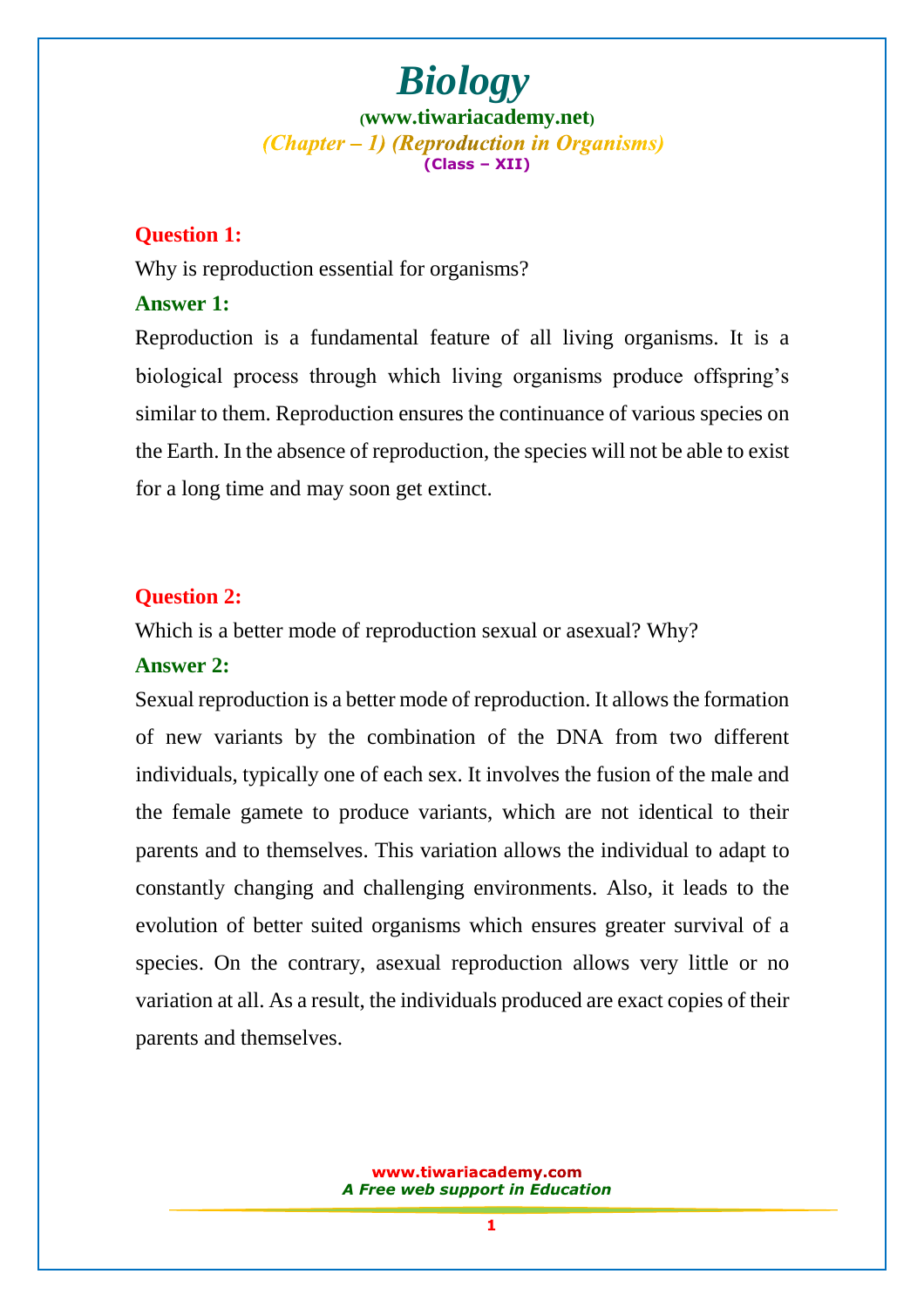# Biology

(www.tiwariacademy.net)

*(Chapter – 1) (Reproduction in Organisms)*

(Class – XII)

**Question 1:**

Why is reproduction essential for organisms?

**Answer 1:**

Reproduction is a fundamental feature of all living organisms. It is a biological process through which living organisms produce offspring's similar to them. Reproduction ensures the continuance of various species on the Earth. In the absence of reproduction, the species will not be able to exist for a long time and may soon get extinct.

**Question 2:**

Which is a better mode of reproduction sexual or asexual? Why?

**Answer 2:**

Sexual reproduction is a better mode of reproduction. It allows the formation of new variants by the combination of the DNA from two different individuals, typically one of each sex. It involves the fusion of the male and the female gamete to produce variants, which are not identical to their parents and to themselves. This variation allows the individual to adapt to constantly changing and challenging environments. Also, it leads to the evolution of better suited organisms which ensures greater survival of a species. On the contrary, asexual reproduction allows very little or no variation at all. As a result, the individuals produced are exact copies of their parents and themselves.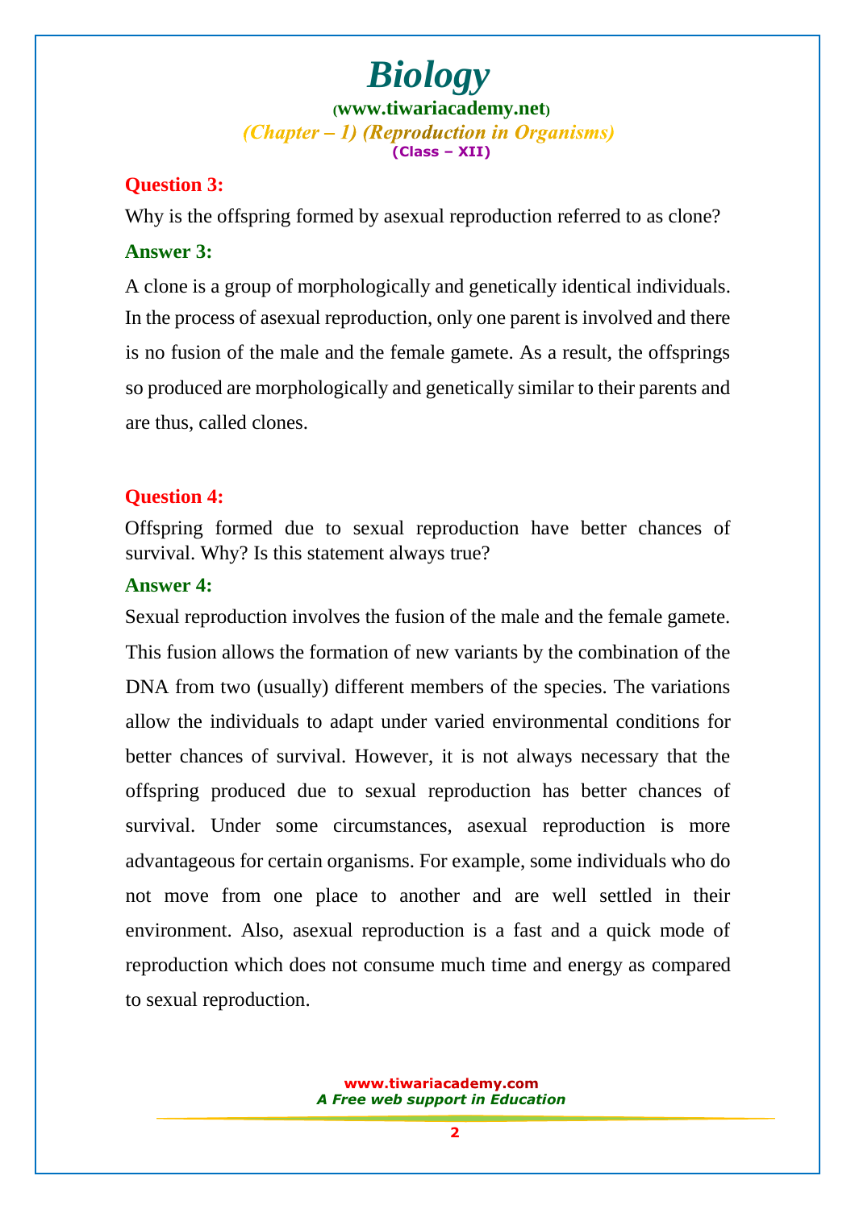**Question 3:**

Why is the offspring formed by asexual reproduction referred to as clone?

**Answer 3:**

A clone is a group of morphologically and genetically identical individuals. In the process of asexual reproduction, only one parent is involved and there is no fusion of the male and the female gamete. As a result, the offsprings so produced are morphologically and genetically similar to their parents and are thus, called clones.

**Question 4:**

Offspring formed due to sexual reproduction have better chances of survival. Why? Is this statement always true?

**Answer 4:**

Sexual reproduction involves the fusion of the male and the female gamete. This fusion allows the formation of new variants by the combination of the DNA from two (usually) different members of the species. The variations allow the individuals to adapt under varied environmental conditions for better chances of survival. However, it is not always necessary that the offspring produced due to sexual reproduction has better chances of survival. Under some circumstances, asexual reproduction is more advantageous for certain organisms. For example, some individuals who do not move from one place to another and are well settled in their environment. Also, asexual reproduction is a fast and a quick mode of reproduction which does not consume much time and energy as compared to sexual reproduction.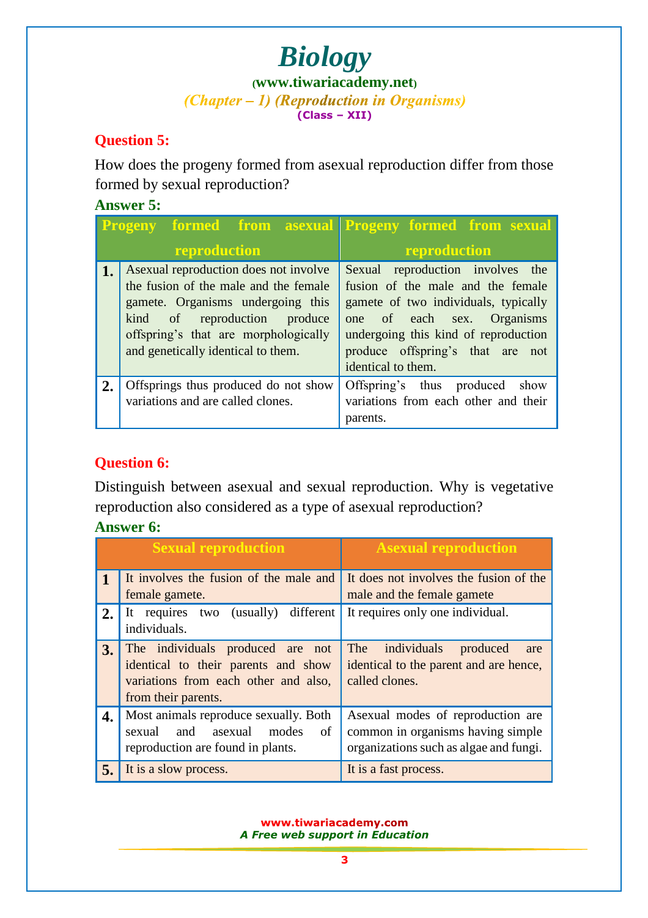**Question 5:**

How does the progeny formed from asexual reproduction differ from those formed by sexual reproduction?

**Answer 5:**

| | Progeny formed from asexual reproduction | Progeny formed from sexual reproduction |
|---|---|---|
| **1.** | Asexual reproduction does not involve the fusion of the male and the female gamete. Organisms undergoing this kind of reproduction produce offspring's that are morphologically and genetically identical to them. | Sexual reproduction involves the fusion of the male and the female gamete of two individuals, typically one of each sex. Organisms undergoing this kind of reproduction produce offspring's that are not identical to them. |
| **2.** | Offsprings thus produced do not show variations and are called clones. | Offspring's thus produced show variations from each other and their parents. |

**Question 6:**

Distinguish between asexual and sexual reproduction. Why is vegetative reproduction also considered as a type of asexual reproduction?

**Answer 6:**

| | Sexual reproduction | Asexual reproduction |
|---|---|---|
| **1** | It involves the fusion of the male and female gamete. | It does not involves the fusion of the male and the female gamete |
| **2.** | It requires two (usually) different individuals. | It requires only one individual. |
| **3.** | The individuals produced are not identical to their parents and show variations from each other and also, from their parents. | The individuals produced are identical to the parent and are hence, called clones. |
| **4.** | Most animals reproduce sexually. Both sexual and asexual modes of reproduction are found in plants. | Asexual modes of reproduction are common in organisms having simple organizations such as algae and fungi. |
| **5.** | It is a slow process. | It is a fast process. |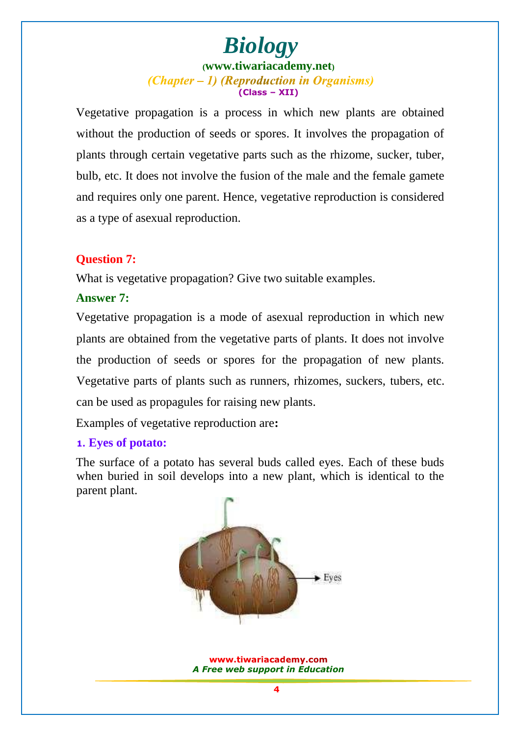Vegetative propagation is a process in which new plants are obtained without the production of seeds or spores. It involves the propagation of plants through certain vegetative parts such as the rhizome, sucker, tuber, bulb, etc. It does not involve the fusion of the male and the female gamete and requires only one parent. Hence, vegetative reproduction is considered as a type of asexual reproduction.

**Question 7:**

What is vegetative propagation? Give two suitable examples.

**Answer 7:**

Vegetative propagation is a mode of asexual reproduction in which new plants are obtained from the vegetative parts of plants. It does not involve the production of seeds or spores for the propagation of new plants. Vegetative parts of plants such as runners, rhizomes, suckers, tubers, etc. can be used as propagules for raising new plants.

Examples of vegetative reproduction are**:**

**1. Eyes of potato:**

The surface of a potato has several buds called eyes. Each of these buds when buried in soil develops into a new plant, which is identical to the parent plant.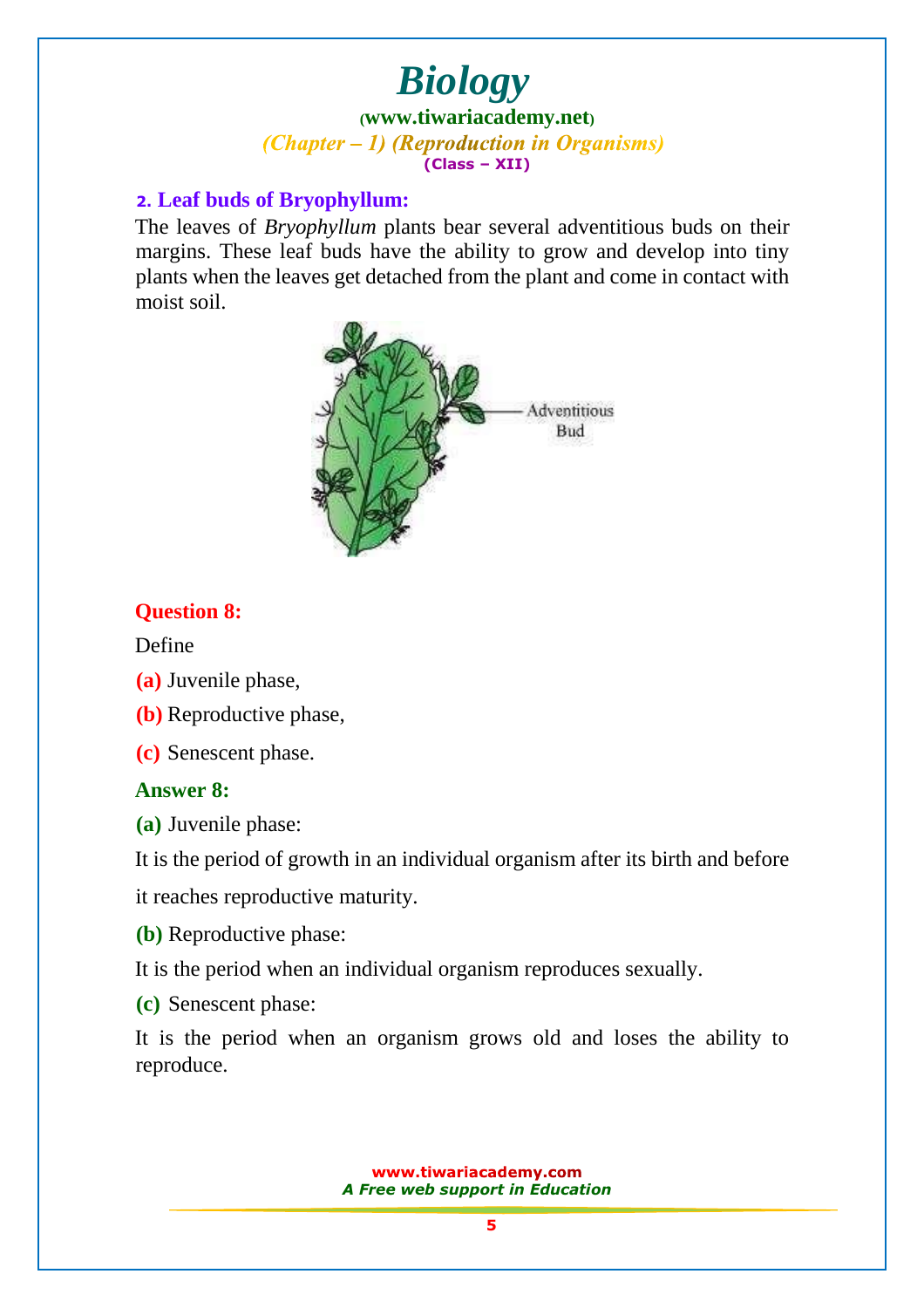**2. Leaf buds of Bryophyllum:**

The leaves of *Bryophyllum* plants bear several adventitious buds on their margins. These leaf buds have the ability to grow and develop into tiny plants when the leaves get detached from the plant and come in contact with moist soil.

Adventitious Bud

**Question 8:**

Define

**(a)** Juvenile phase,

**(b)** Reproductive phase,

**(c)** Senescent phase.

**Answer 8:**

**(a)** Juvenile phase:

It is the period of growth in an individual organism after its birth and before it reaches reproductive maturity.

**(b)** Reproductive phase:

It is the period when an individual organism reproduces sexually.

**(c)** Senescent phase:

It is the period when an organism grows old and loses the ability to reproduce.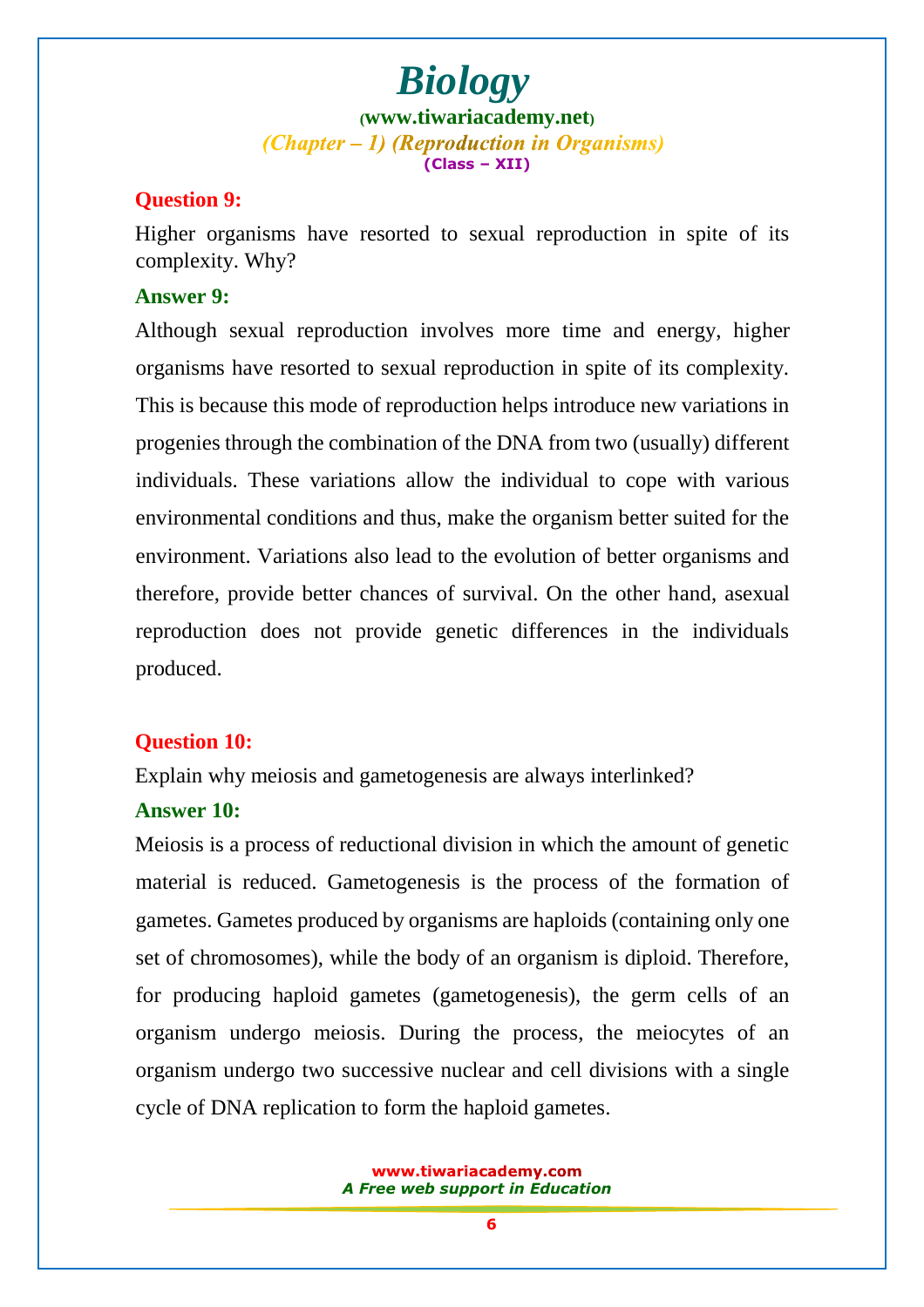**Question 9:**

Higher organisms have resorted to sexual reproduction in spite of its complexity. Why?

**Answer 9:**

Although sexual reproduction involves more time and energy, higher organisms have resorted to sexual reproduction in spite of its complexity. This is because this mode of reproduction helps introduce new variations in progenies through the combination of the DNA from two (usually) different individuals. These variations allow the individual to cope with various environmental conditions and thus, make the organism better suited for the environment. Variations also lead to the evolution of better organisms and therefore, provide better chances of survival. On the other hand, asexual reproduction does not provide genetic differences in the individuals produced.

**Question 10:**

Explain why meiosis and gametogenesis are always interlinked?

**Answer 10:**

Meiosis is a process of reductional division in which the amount of genetic material is reduced. Gametogenesis is the process of the formation of gametes. Gametes produced by organisms are haploids (containing only one set of chromosomes), while the body of an organism is diploid. Therefore, for producing haploid gametes (gametogenesis), the germ cells of an organism undergo meiosis. During the process, the meiocytes of an organism undergo two successive nuclear and cell divisions with a single cycle of DNA replication to form the haploid gametes.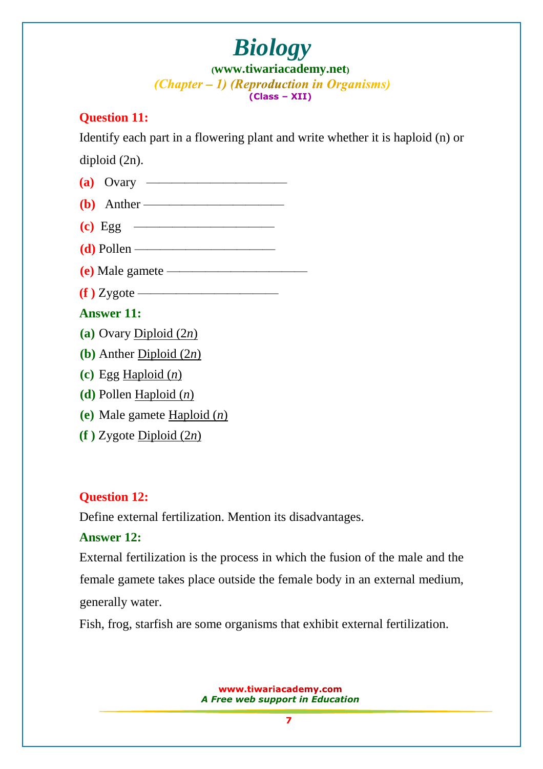**Question 11:**

Identify each part in a flowering plant and write whether it is haploid (n) or diploid (2n).

**(a)** Ovary ————————————

**(b)** Anther ————————————

**(c)** Egg ————————————

**(d)** Pollen ————————————

**(e)** Male gamete ————————————

**(f )** Zygote ————————————

**Answer 11:**

**(a)** Ovary Diploid (2$n$)

**(b)** Anther Diploid (2$n$)

**(c)** Egg Haploid ($n$)

**(d)** Pollen Haploid ($n$)

**(e)** Male gamete Haploid ($n$)

**(f )** Zygote Diploid (2$n$)

**Question 12:**

Define external fertilization. Mention its disadvantages.

**Answer 12:**

External fertilization is the process in which the fusion of the male and the female gamete takes place outside the female body in an external medium, generally water.

Fish, frog, starfish are some organisms that exhibit external fertilization.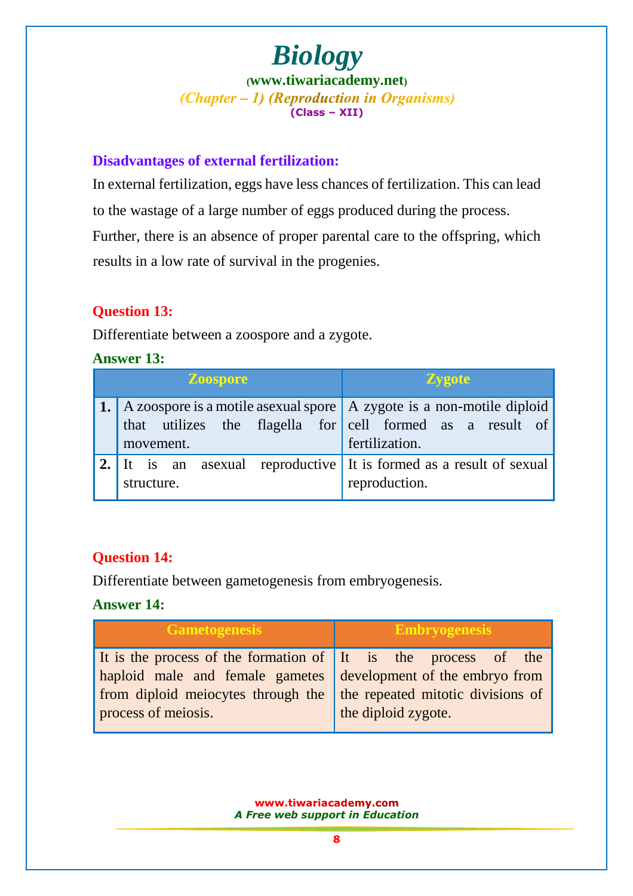### Disadvantages of external fertilization:

In external fertilization, eggs have less chances of fertilization. This can lead to the wastage of a large number of eggs produced during the process. Further, there is an absence of proper parental care to the offspring, which results in a low rate of survival in the progenies.

**Question 13:**

Differentiate between a zoospore and a zygote.

**Answer 13:**

| | Zoospore | Zygote |
|---|---|---|
| **1.** | A zoospore is a motile asexual spore that utilizes the flagella for movement. | A zygote is a non-motile diploid cell formed as a result of fertilization. |
| **2.** | It is an asexual reproductive structure. | It is formed as a result of sexual reproduction. |

**Question 14:**

Differentiate between gametogenesis from embryogenesis.

**Answer 14:**

| Gametogenesis | Embryogenesis |
|---|---|
| It is the process of the formation of haploid male and female gametes from diploid meiocytes through the process of meiosis. | It is the process of the development of the embryo from the repeated mitotic divisions of the diploid zygote. |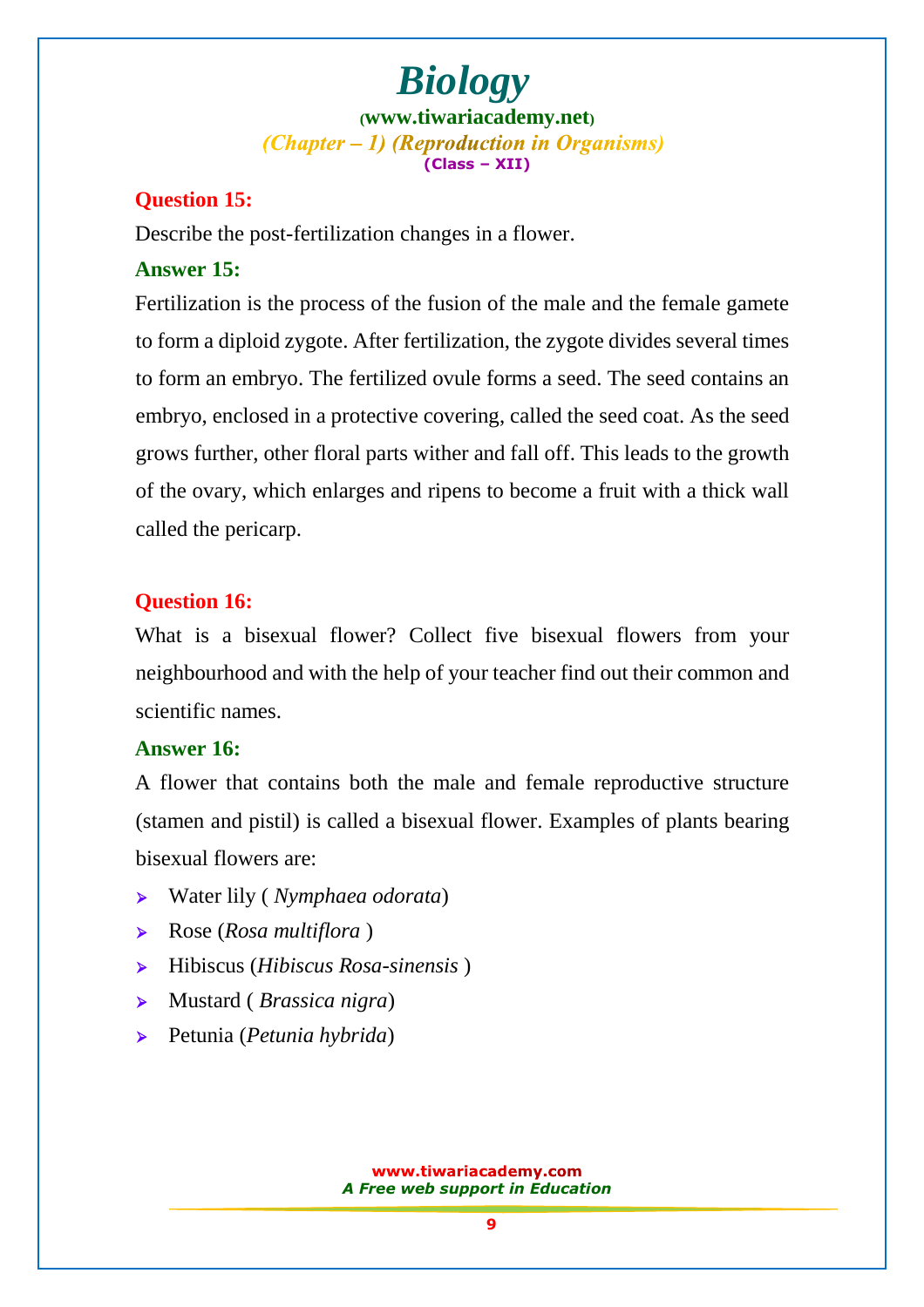**Question 15:**

Describe the post-fertilization changes in a flower.

**Answer 15:**

Fertilization is the process of the fusion of the male and the female gamete to form a diploid zygote. After fertilization, the zygote divides several times to form an embryo. The fertilized ovule forms a seed. The seed contains an embryo, enclosed in a protective covering, called the seed coat. As the seed grows further, other floral parts wither and fall off. This leads to the growth of the ovary, which enlarges and ripens to become a fruit with a thick wall called the pericarp.

**Question 16:**

What is a bisexual flower? Collect five bisexual flowers from your neighbourhood and with the help of your teacher find out their common and scientific names.

**Answer 16:**

A flower that contains both the male and female reproductive structure (stamen and pistil) is called a bisexual flower. Examples of plants bearing bisexual flowers are:

- Water lily ( *Nymphaea odorata*)
- Rose (*Rosa multiflora* )
- Hibiscus (*Hibiscus Rosa-sinensis* )
- Mustard ( *Brassica nigra*)
- Petunia (*Petunia hybrida*)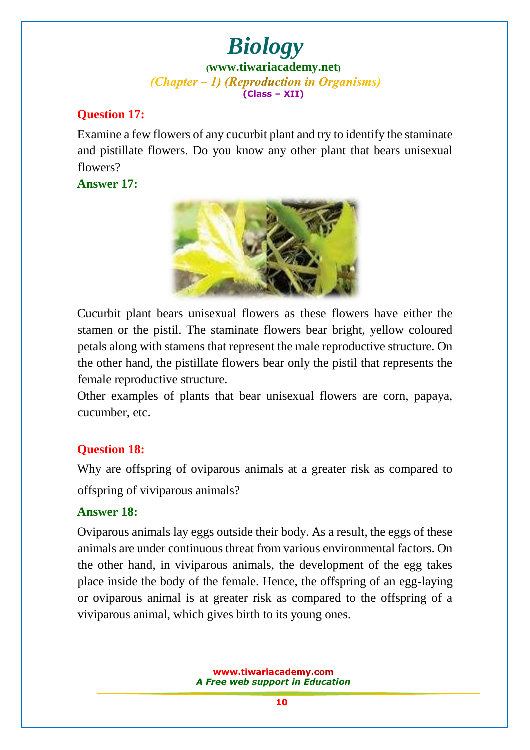**Question 17:**

Examine a few flowers of any cucurbit plant and try to identify the staminate and pistillate flowers. Do you know any other plant that bears unisexual flowers?

**Answer 17:**

Cucurbit plant bears unisexual flowers as these flowers have either the stamen or the pistil. The staminate flowers bear bright, yellow coloured petals along with stamens that represent the male reproductive structure. On the other hand, the pistillate flowers bear only the pistil that represents the female reproductive structure.

Other examples of plants that bear unisexual flowers are corn, papaya, cucumber, etc.

**Question 18:**

Why are offspring of oviparous animals at a greater risk as compared to offspring of viviparous animals?

**Answer 18:**

Oviparous animals lay eggs outside their body. As a result, the eggs of these animals are under continuous threat from various environmental factors. On the other hand, in viviparous animals, the development of the egg takes place inside the body of the female. Hence, the offspring of an egg-laying or oviparous animal is at greater risk as compared to the offspring of a viviparous animal, which gives birth to its young ones.